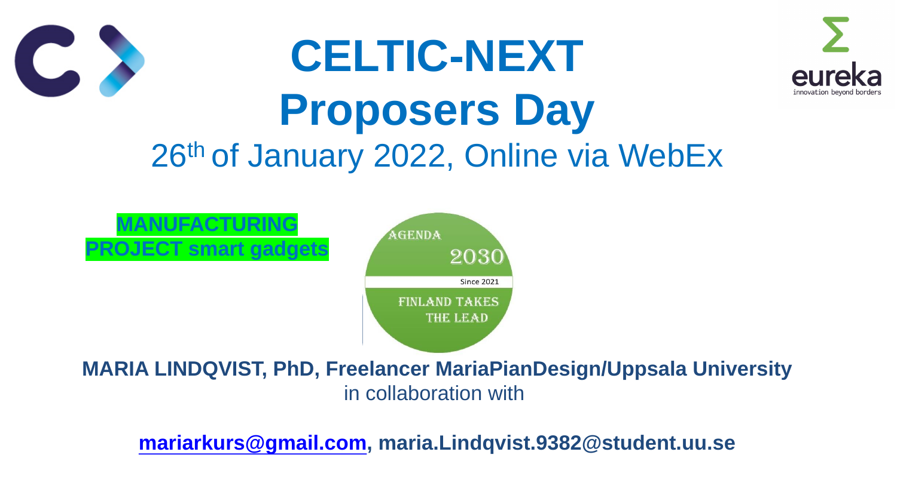# CELTIC-NEXT Proposers Day

## 26th of January 2022, Online via WebEx

**MANUFACTURING PROJECT smart gadgets**

AGENDA 2030

Since 2021

FINLAND TAKES THE LEAD

**MARIA LINDQVIST, PhD, Freelancer MariaPianDesign/Uppsala University**

in collaboration with

**mariarkurs@gmail.com, maria.Lindqvist.9382@student.uu.se**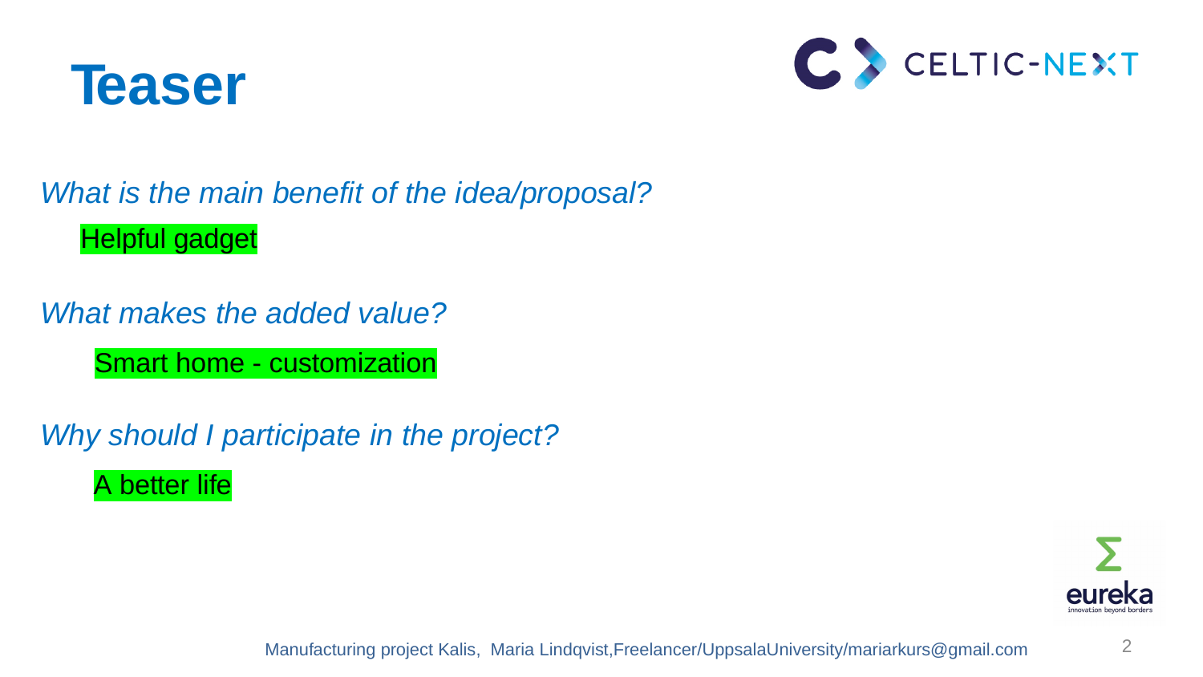# Teaser

*What is the main benefit of the idea/proposal?*

Helpful gadget

*What makes the added value?*

Smart home - customization

*Why should I participate in the project?*

A better life

Manufacturing project Kalis, Maria Lindqvist,Freelancer/UppsalaUniversity/mariarkurs@gmail.com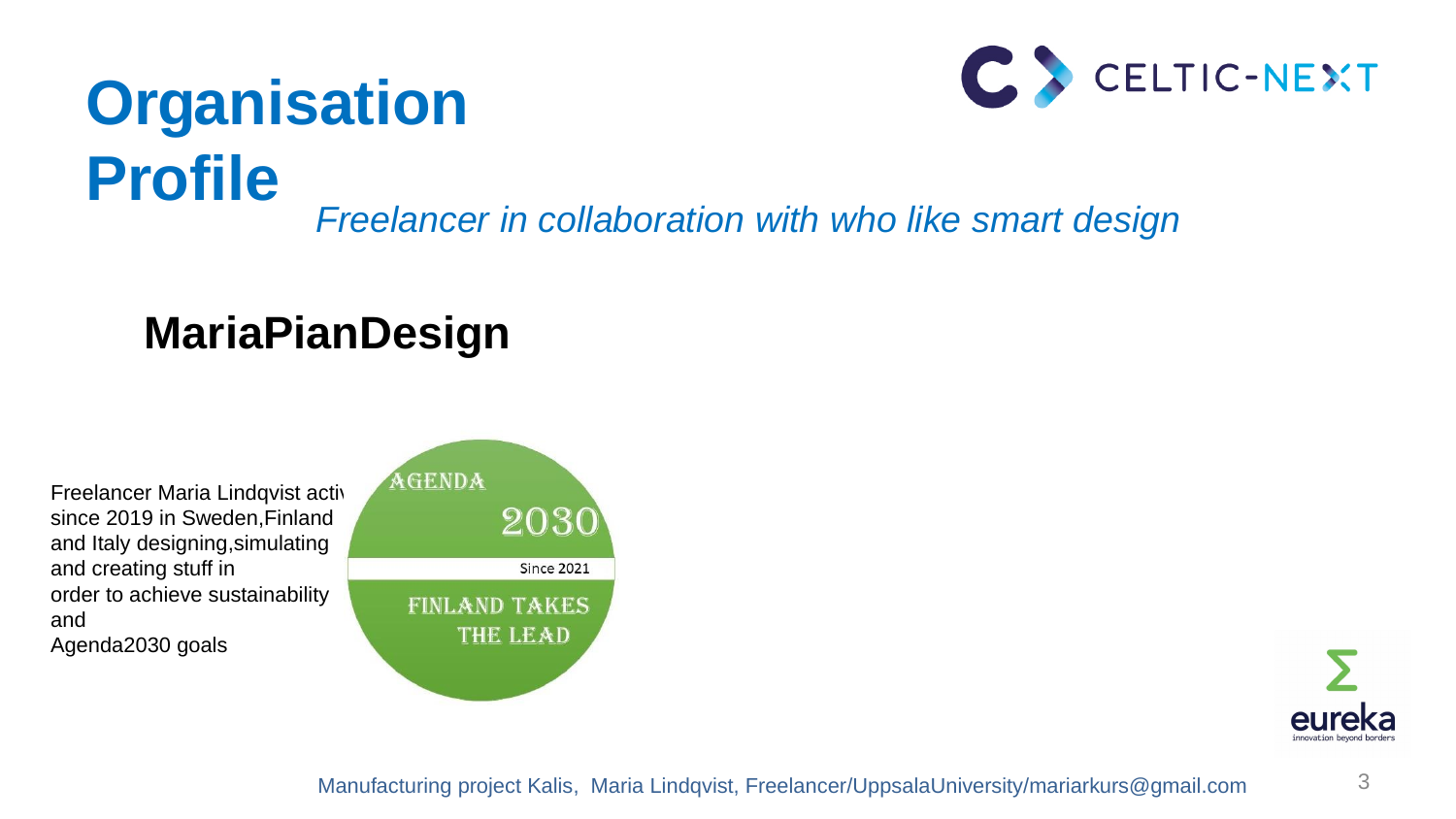# Organisation Profile

*Freelancer in collaboration with who like smart design*

## MariaPianDesign

Freelancer Maria Lindqvist active since 2019 in Sweden,Finland and Italy designing,simulating and creating stuff in order to achieve sustainability and Agenda2030 goals

AGENDA 2030

Since 2021

FINLAND TAKES THE LEAD

Manufacturing project Kalis, Maria Lindqvist, Freelancer/UppsalaUniversity/mariarkurs@gmail.com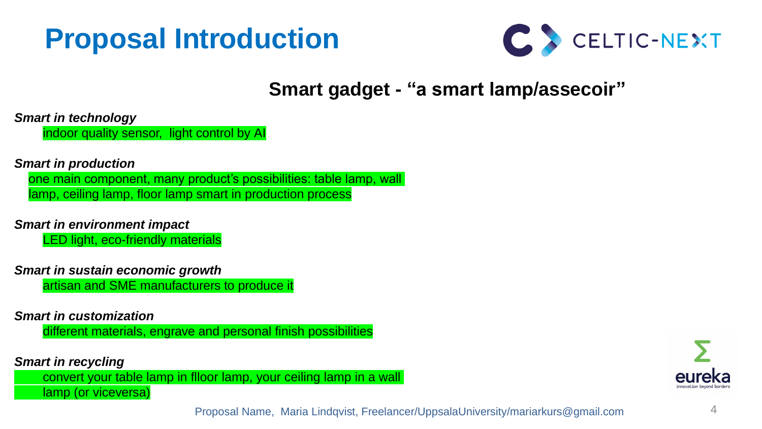# Proposal Introduction

## Smart gadget - “a smart lamp/assecoir”

***Smart in technology***

indoor quality sensor, light control by AI

***Smart in production***

one main component, many product’s possibilities: table lamp, wall lamp, ceiling lamp, floor lamp smart in production process

***Smart in environment impact***

LED light, eco-friendly materials

***Smart in sustain economic growth***

artisan and SME manufacturers to produce it

***Smart in customization***

different materials, engrave and personal finish possibilities

***Smart in recycling***

convert your table lamp in flloor lamp, your ceiling lamp in a wall lamp (or viceversa)

Proposal Name, Maria Lindqvist, Freelancer/UppsalaUniversity/mariarkurs@gmail.com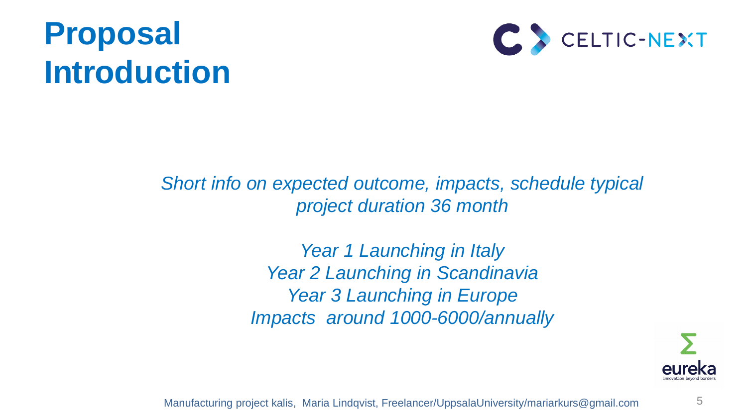# Proposal Introduction

*Short info on expected outcome, impacts, schedule typical project duration 36 month*

*Year 1 Launching in Italy*
*Year 2 Launching in Scandinavia*
*Year 3 Launching in Europe*
*Impacts around 1000-6000/annually*

Manufacturing project kalis, Maria Lindqvist, Freelancer/UppsalaUniversity/mariarkurs@gmail.com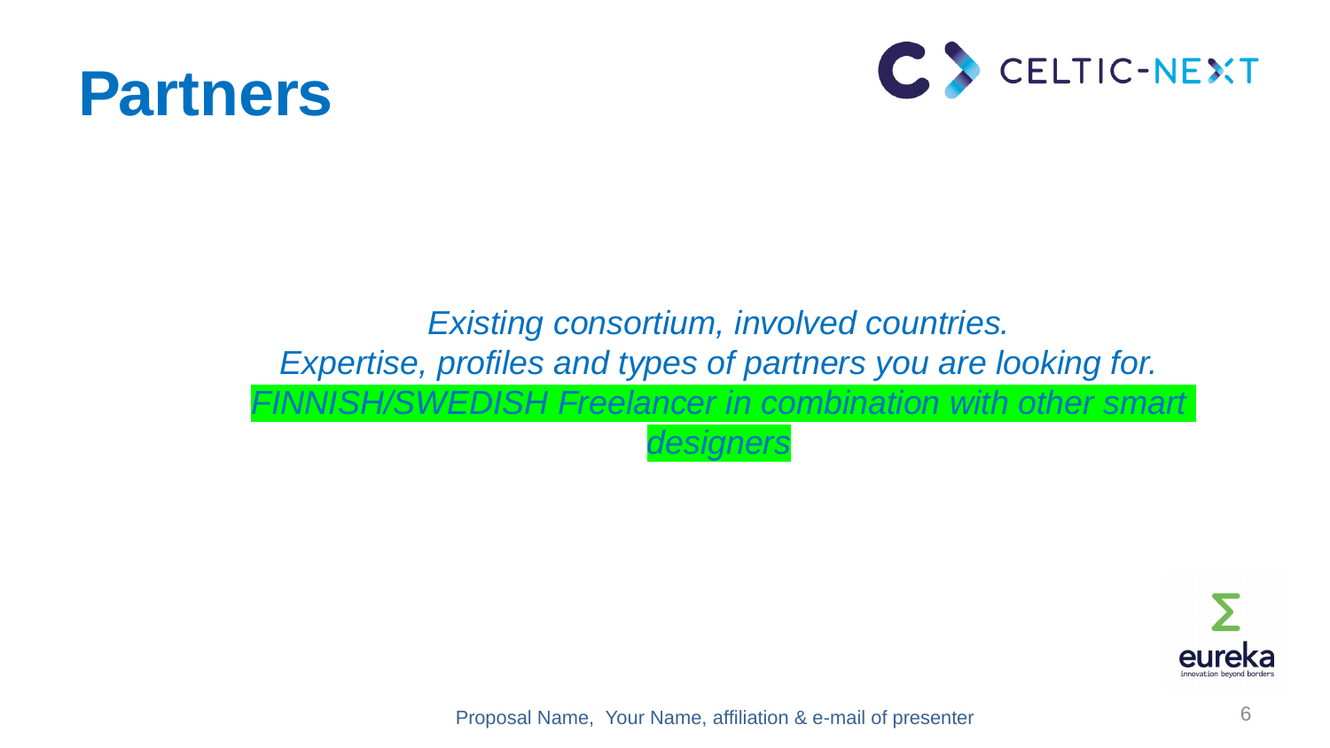# Partners

*Existing consortium, involved countries.*
*Expertise, profiles and types of partners you are looking for.*
*FINNISH/SWEDISH Freelancer in combination with other smart designers*

Proposal Name, Your Name, affiliation & e-mail of presenter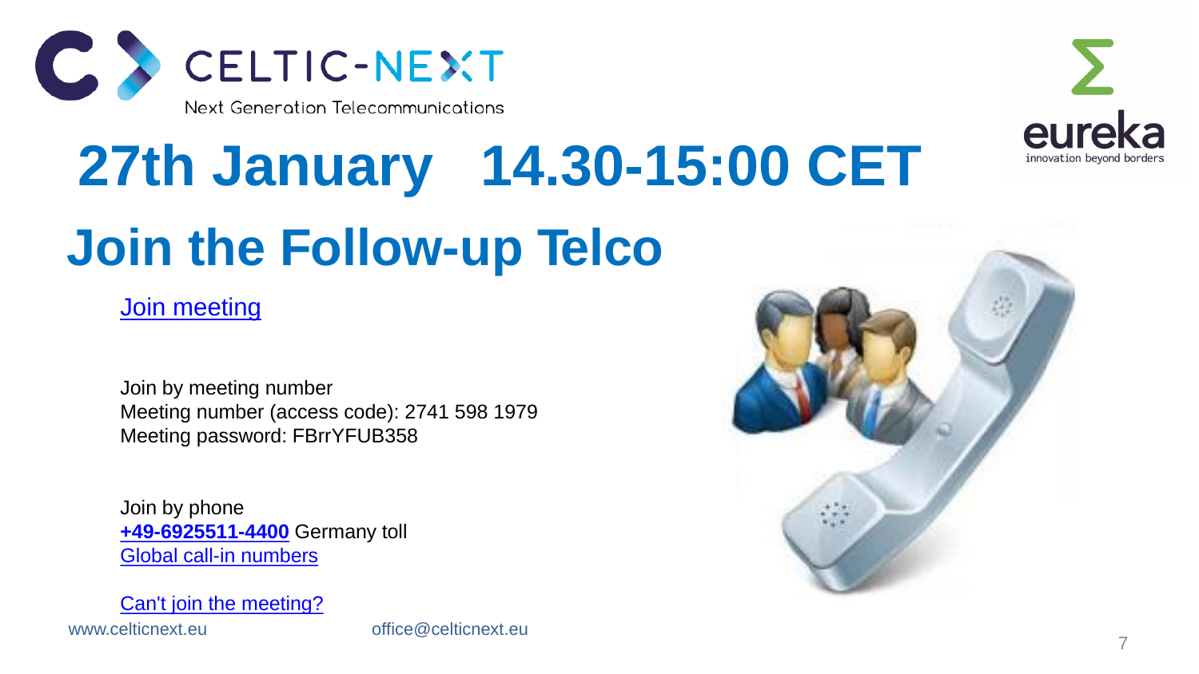# 27th January 14.30-15:00 CET

# Join the Follow-up Telco

Join meeting

Join by meeting number
Meeting number (access code): 2741 598 1979
Meeting password: FBrrYFUB358

Join by phone
**+49-6925511-4400** Germany toll
Global call-in numbers

Can't join the meeting?

www.celticnext.eu office@celticnext.eu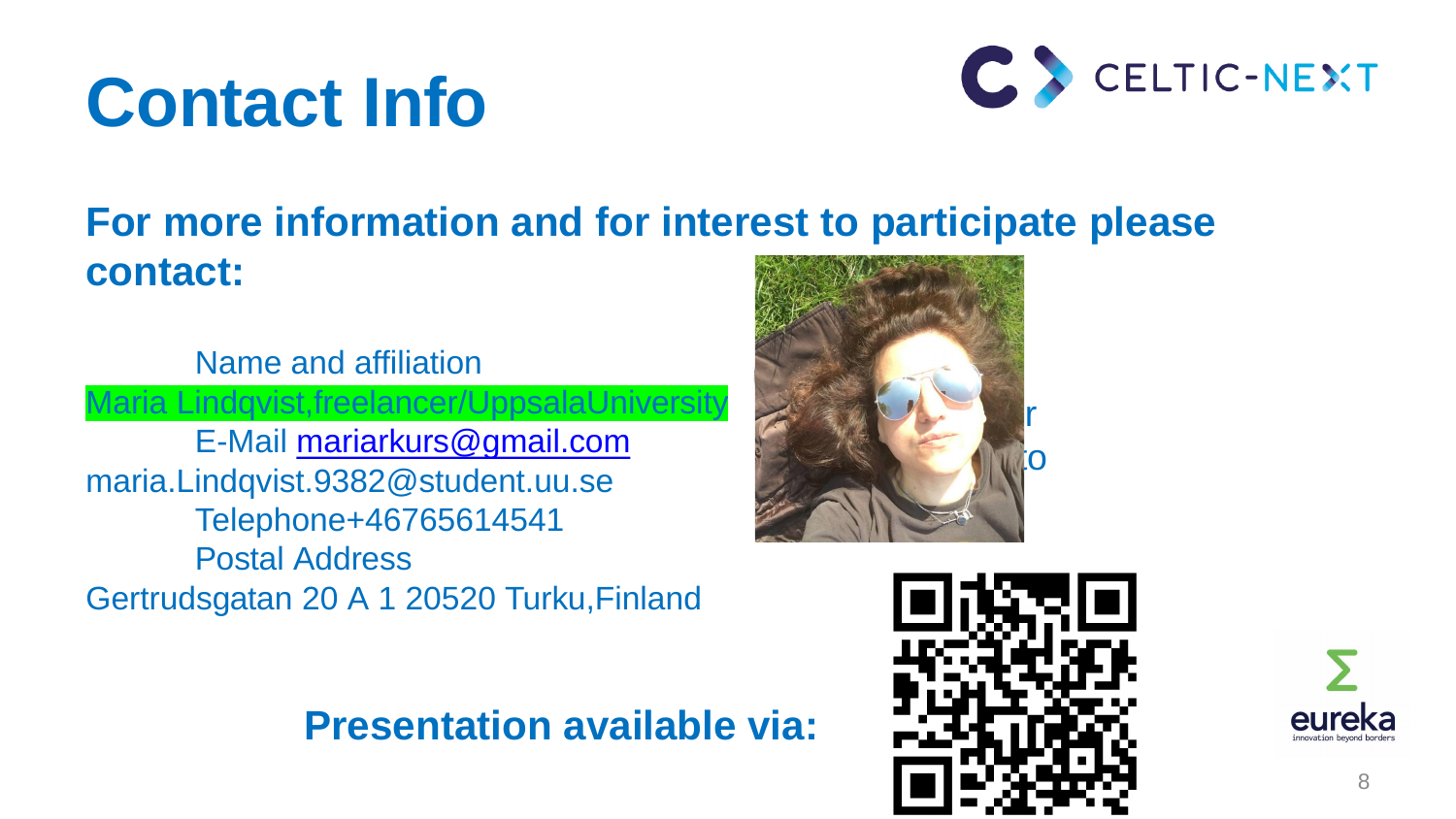# Contact Info

**For more information and for interest to participate please contact:**

Name and affiliation
Maria Lindqvist,freelancer/UppsalaUniversity
E-Mail mariarkurs@gmail.com
maria.Lindqvist.9382@student.uu.se
Telephone+46765614541
Postal Address
Gertrudsgatan 20 A 1 20520 Turku,Finland

r
o

**Presentation available via:**